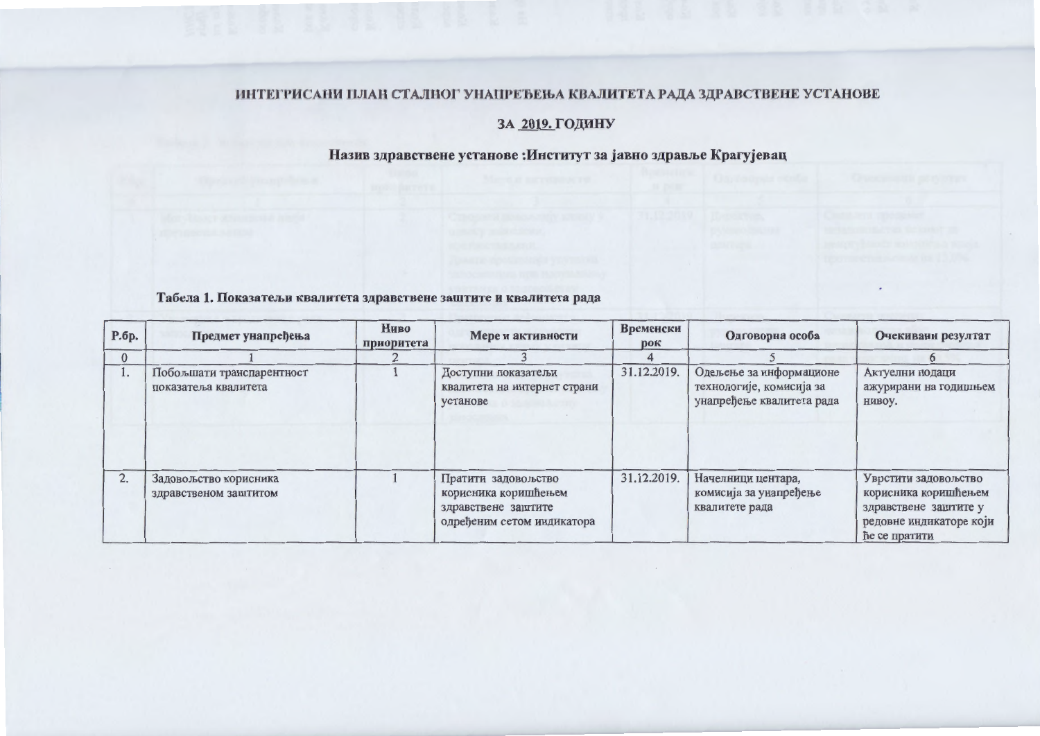## ИНТЕГРИСАНИ ПЛАН СТАЛНОГ УНАПРЕЂЕЊА КВАЛИТЕТА РАДА ЗДРАВСТВЕНЕ УСТАНОВЕ

## ЗА 2019. ГОДИНУ

### Назив здравствене установе :Институт за јавно здравље Крагујевац

**Табела 1. Показатељи квалитета здравствене заштите и квалитета рада**

| Р.бр. | Предмет унапређења | Ниво приоритета | Мере и активности | Временски рок | Одговорна особа | Очекивани резултат |
|---|---|---|---|---|---|---|
| 0 | 1 | 2 | 3 | 4 | 5 | 6 |
| 1. | Побољшати транспарентност показатеља квалитета | 1 | Доступни показатељи квалитета на интернет страни установе | 31.12.2019. | Одељење за информационе технологије, комисија за унапређење квалитета рада | Актуелни подаци ажурирани на годишњем нивоу. |
| 2. | Задовољство корисника здравственом заштитом | 1 | Пратити задовољство корисника коришћењем здравствене заштите одређеним сетом индикатора | 31.12.2019. | Начелници центара, комисија за унапређење квалитете рада | Уврстити задовољство корисника коришћењем здравствене заштите у редовне индикаторе који ће се пратити |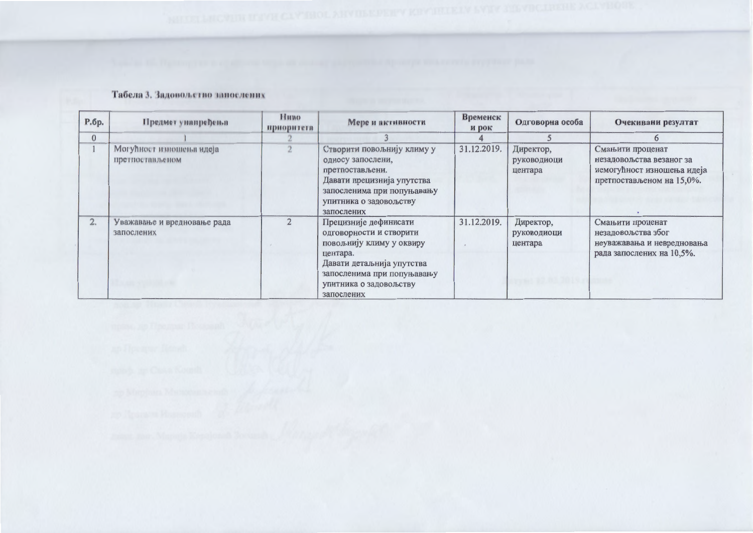**Табела 3. Задовољство запослених**

| Р.бр. | Предмет унапређења | Ниво приоритета | Мере и активности | Временски рок | Одговорна особа | Очекивани резултат |
|---|---|---|---|---|---|---|
| 0 | 1 | 2 | 3 | 4 | 5 | 6 |
| 1 | Могућност изношења идеја претпостављеном | 2 | Створити повољнију климу у односу запослени, претпостављени. Давати прецизнија упутства запосленима при попуњавању упитника о задовољству запослених | 31.12.2019. | Директор, руководиоци центара | Смањити проценат незадовољства везаног за немогућност изношења идеја претпостављеном на 15,0%. |
| 2. | Уважавање и вредновање рада запослених | 2 | Прецизније дефинисати одговорности и створити повољнију климу у оквиру центара. Давати детаљнија упутства запосленима при попуњавању упитника о задовољству запослених | 31.12.2019. | Директор, руководиоци центара | Смањити проценат незадовољства због неуважавања и невредновања рада запослених на 10,5%. |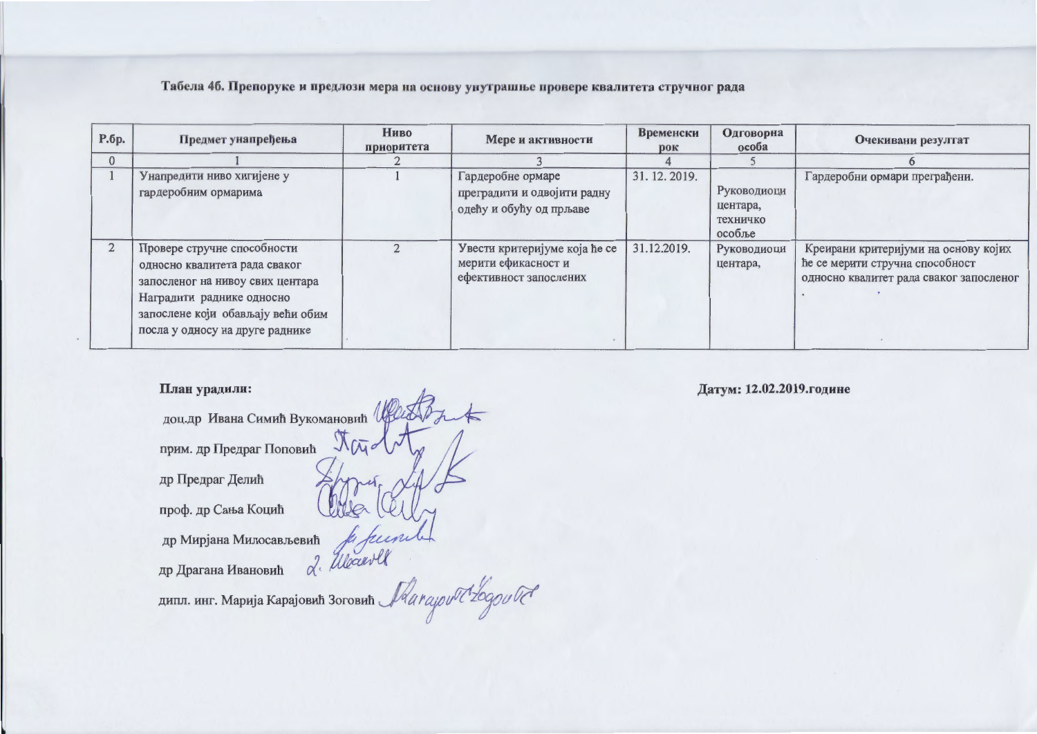**Табела 4б. Препоруке и предлози мера на основу унутрашње провере квалитета стручног рада**

| Р.бр. | Предмет унапређења | Ниво приоритета | Мере и активности | Временски рок | Одговорна особа | Очекивани резултат |
|---|---|---|---|---|---|---|
| 0 | 1 | 2 | 3 | 4 | 5 | 6 |
| 1 | Унапредити ниво хигијене у гардеробним ормарима | 1 | Гардеробне ормаре преградити и одвојити радну одећу и обућу од прљаве | 31. 12. 2019. | Руководиоци центара, техничко особље | Гардеробни ормари преграђени. |
| 2 | Провере стручне способности односно квалитета рада сваког запосленог на нивоу свих центара Наградити раднике односно запослене који обављају већи обим посла у односу на друге раднике | 2 | Увести критеријуме која ће се мерити ефикасност и ефективност запослених | 31.12.2019. | Руководиоци центара, | Креирани критеријуми на основу којих ће се мерити стручна способност односно квалитет рада сваког запосленог . |

**План урадили:**

доц.др Ивана Симић Вукомановић

прим. др Предраг Поповић

др Предраг Делић

проф. др Сања Коцић

др Мирјана Милосављевић

др Драгана Ивановић

дипл. инж. Марија Карајовић Зоговић

**Датум: 12.02.2019.године**